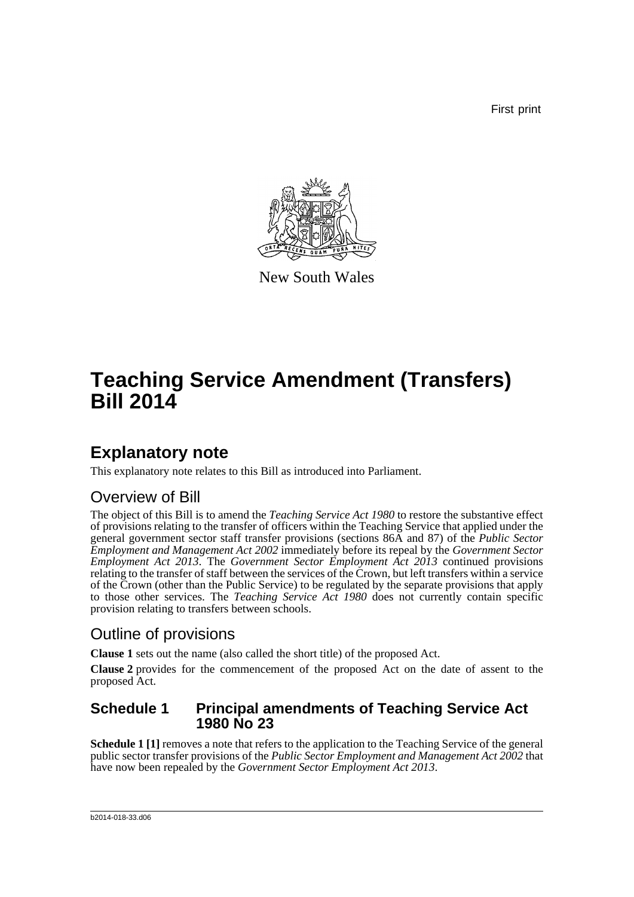First print

New South Wales

# Teaching Service Amendment (Transfers) Bill 2014

## Explanatory note

This explanatory note relates to this Bill as introduced into Parliament.

### Overview of Bill

The object of this Bill is to amend the *Teaching Service Act 1980* to restore the substantive effect of provisions relating to the transfer of officers within the Teaching Service that applied under the general government sector staff transfer provisions (sections 86A and 87) of the *Public Sector Employment and Management Act 2002* immediately before its repeal by the *Government Sector Employment Act 2013*. The *Government Sector Employment Act 2013* continued provisions relating to the transfer of staff between the services of the Crown, but left transfers within a service of the Crown (other than the Public Service) to be regulated by the separate provisions that apply to those other services. The *Teaching Service Act 1980* does not currently contain specific provision relating to transfers between schools.

### Outline of provisions

**Clause 1** sets out the name (also called the short title) of the proposed Act.

**Clause 2** provides for the commencement of the proposed Act on the date of assent to the proposed Act.

### Schedule 1 Principal amendments of Teaching Service Act 1980 No 23

**Schedule 1 [1]** removes a note that refers to the application to the Teaching Service of the general public sector transfer provisions of the *Public Sector Employment and Management Act 2002* that have now been repealed by the *Government Sector Employment Act 2013*.

b2014-018-33.d06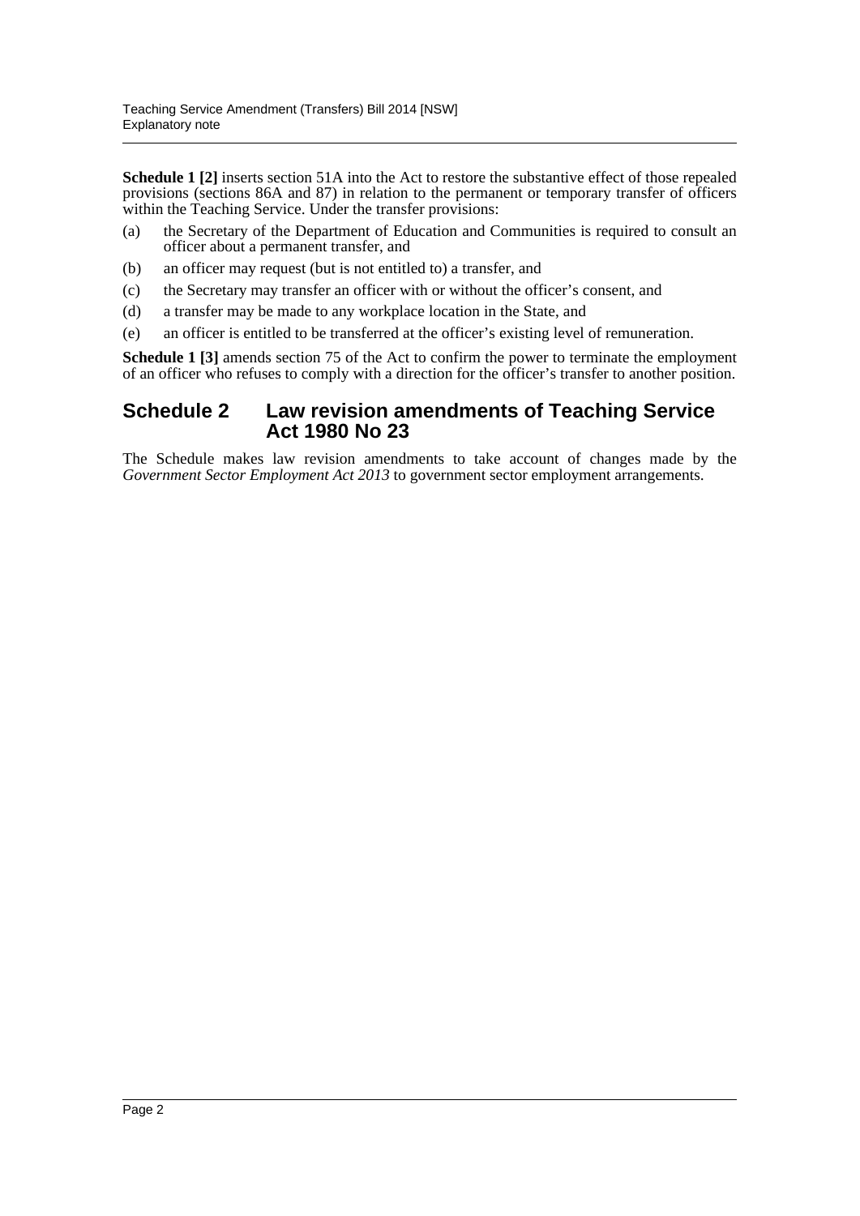**Schedule 1 [2]** inserts section 51A into the Act to restore the substantive effect of those repealed provisions (sections 86A and 87) in relation to the permanent or temporary transfer of officers within the Teaching Service. Under the transfer provisions:

(a) the Secretary of the Department of Education and Communities is required to consult an officer about a permanent transfer, and

(b) an officer may request (but is not entitled to) a transfer, and

(c) the Secretary may transfer an officer with or without the officer's consent, and

(d) a transfer may be made to any workplace location in the State, and

(e) an officer is entitled to be transferred at the officer's existing level of remuneration.

**Schedule 1 [3]** amends section 75 of the Act to confirm the power to terminate the employment of an officer who refuses to comply with a direction for the officer's transfer to another position.

## Schedule 2 Law revision amendments of Teaching Service Act 1980 No 23

The Schedule makes law revision amendments to take account of changes made by the *Government Sector Employment Act 2013* to government sector employment arrangements.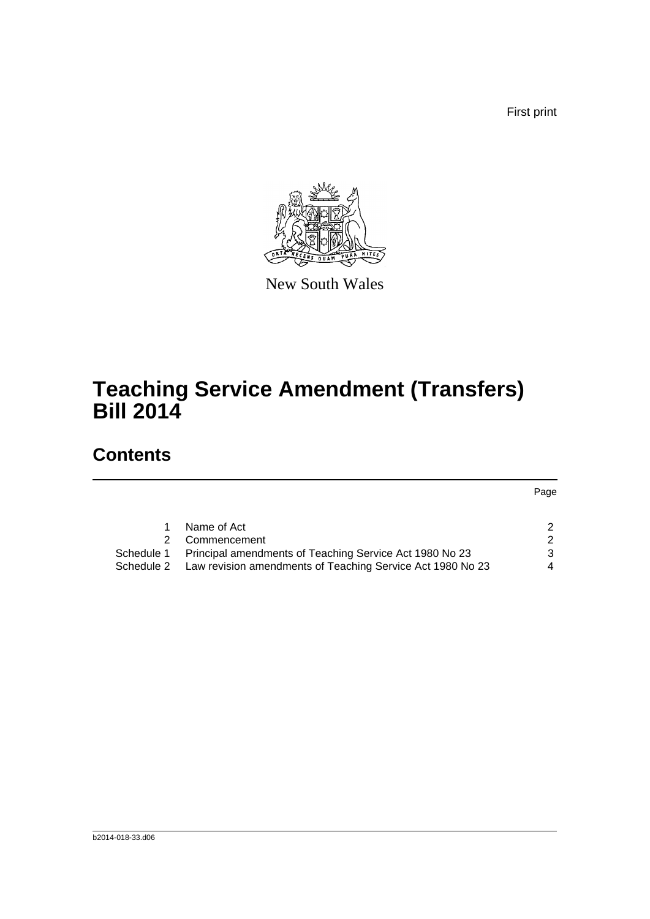First print

New South Wales

# Teaching Service Amendment (Transfers) Bill 2014

## Contents

| | | Page |
|---|---|---|
| 1 | Name of Act | 2 |
| 2 | Commencement | 2 |
| Schedule 1 | Principal amendments of Teaching Service Act 1980 No 23 | 3 |
| Schedule 2 | Law revision amendments of Teaching Service Act 1980 No 23 | 4 |

b2014-018-33.d06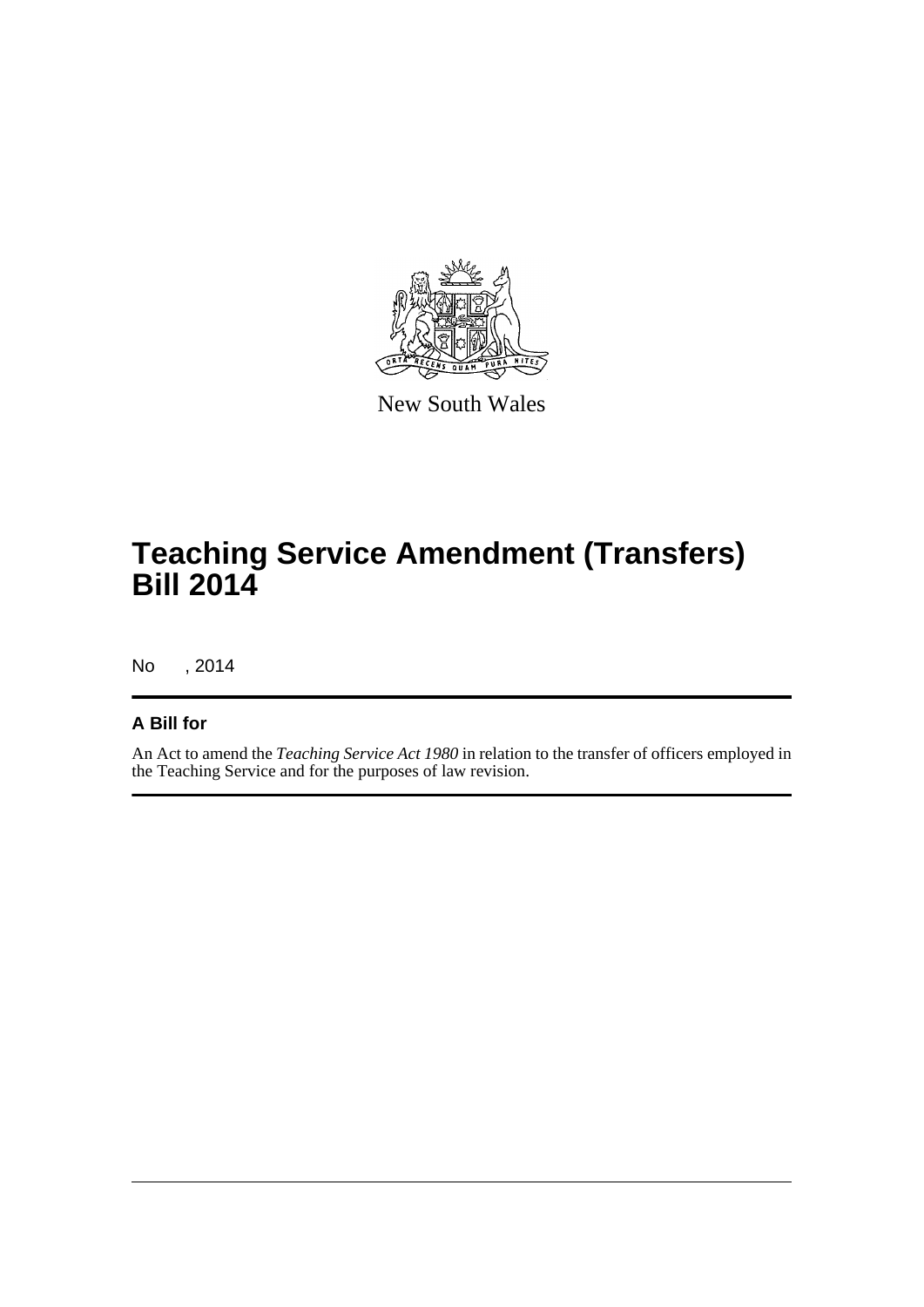New South Wales

# Teaching Service Amendment (Transfers) Bill 2014

No , 2014

## A Bill for

An Act to amend the *Teaching Service Act 1980* in relation to the transfer of officers employed in the Teaching Service and for the purposes of law revision.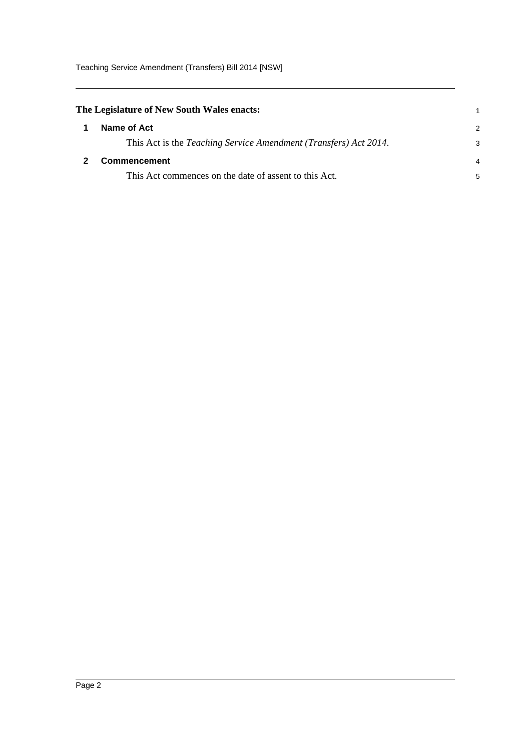**The Legislature of New South Wales enacts:**

## 1 Name of Act

This Act is the *Teaching Service Amendment (Transfers) Act 2014*.

## 2 Commencement

This Act commences on the date of assent to this Act.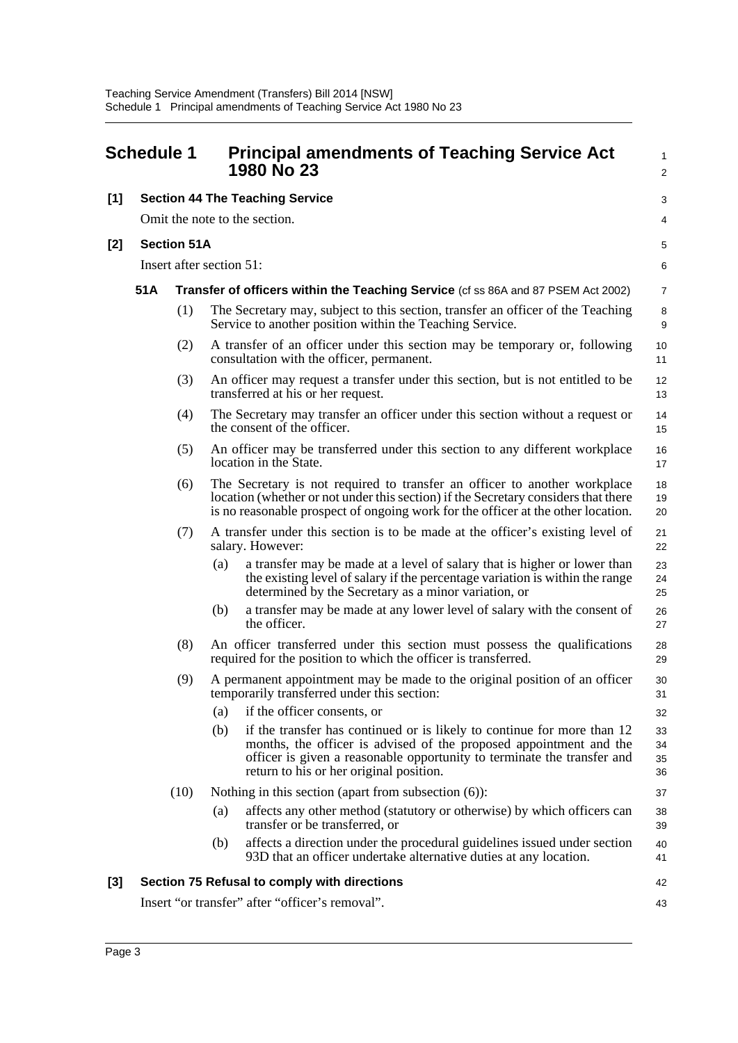# Schedule 1 Principal amendments of Teaching Service Act 1980 No 23

**[1] Section 44 The Teaching Service**

Omit the note to the section.

**[2] Section 51A**

Insert after section 51:

**51A Transfer of officers within the Teaching Service** (cf ss 86A and 87 PSEM Act 2002)

(1) The Secretary may, subject to this section, transfer an officer of the Teaching Service to another position within the Teaching Service.

(2) A transfer of an officer under this section may be temporary or, following consultation with the officer, permanent.

(3) An officer may request a transfer under this section, but is not entitled to be transferred at his or her request.

(4) The Secretary may transfer an officer under this section without a request or the consent of the officer.

(5) An officer may be transferred under this section to any different workplace location in the State.

(6) The Secretary is not required to transfer an officer to another workplace location (whether or not under this section) if the Secretary considers that there is no reasonable prospect of ongoing work for the officer at the other location.

(7) A transfer under this section is to be made at the officer's existing level of salary. However:

- (a) a transfer may be made at a level of salary that is higher or lower than the existing level of salary if the percentage variation is within the range determined by the Secretary as a minor variation, or
- (b) a transfer may be made at any lower level of salary with the consent of the officer.

(8) An officer transferred under this section must possess the qualifications required for the position to which the officer is transferred.

(9) A permanent appointment may be made to the original position of an officer temporarily transferred under this section:

- (a) if the officer consents, or
- (b) if the transfer has continued or is likely to continue for more than 12 months, the officer is advised of the proposed appointment and the officer is given a reasonable opportunity to terminate the transfer and return to his or her original position.

(10) Nothing in this section (apart from subsection (6)):

- (a) affects any other method (statutory or otherwise) by which officers can transfer or be transferred, or
- (b) affects a direction under the procedural guidelines issued under section 93D that an officer undertake alternative duties at any location.

**[3] Section 75 Refusal to comply with directions**

Insert "or transfer" after "officer's removal".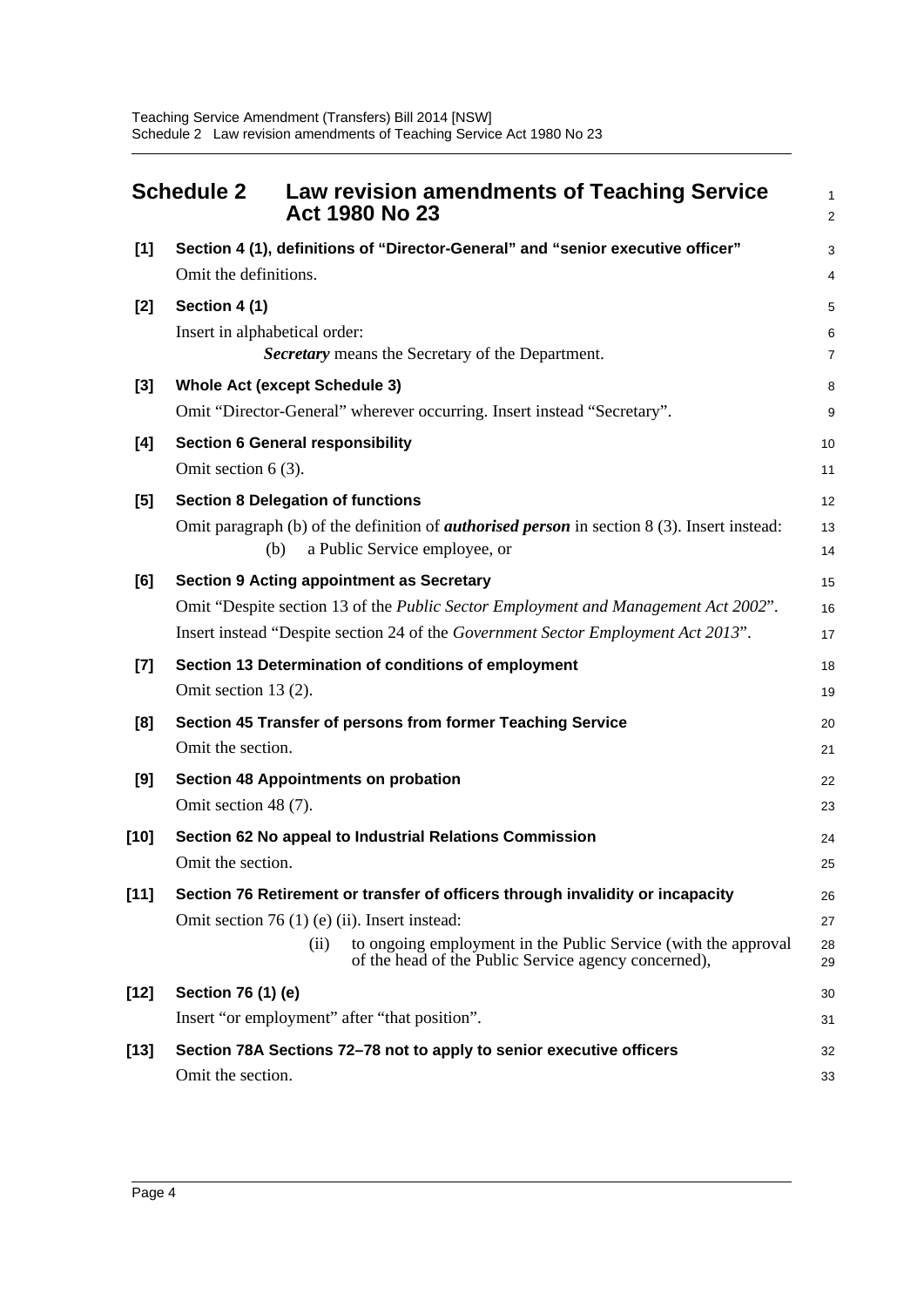# Schedule 2 Law revision amendments of Teaching Service Act 1980 No 23

**[1] Section 4 (1), definitions of "Director-General" and "senior executive officer"**

Omit the definitions.

**[2] Section 4 (1)**

Insert in alphabetical order:

> ***Secretary*** means the Secretary of the Department.

**[3] Whole Act (except Schedule 3)**

Omit "Director-General" wherever occurring. Insert instead "Secretary".

**[4] Section 6 General responsibility**

Omit section 6 (3).

**[5] Section 8 Delegation of functions**

Omit paragraph (b) of the definition of ***authorised person*** in section 8 (3). Insert instead:

> (b) a Public Service employee, or

**[6] Section 9 Acting appointment as Secretary**

Omit "Despite section 13 of the *Public Sector Employment and Management Act 2002*".

Insert instead "Despite section 24 of the *Government Sector Employment Act 2013*".

**[7] Section 13 Determination of conditions of employment**

Omit section 13 (2).

**[8] Section 45 Transfer of persons from former Teaching Service**

Omit the section.

**[9] Section 48 Appointments on probation**

Omit section 48 (7).

**[10] Section 62 No appeal to Industrial Relations Commission**

Omit the section.

**[11] Section 76 Retirement or transfer of officers through invalidity or incapacity**

Omit section 76 (1) (e) (ii). Insert instead:

> (ii) to ongoing employment in the Public Service (with the approval of the head of the Public Service agency concerned),

**[12] Section 76 (1) (e)**

Insert "or employment" after "that position".

**[13] Section 78A Sections 72–78 not to apply to senior executive officers**

Omit the section.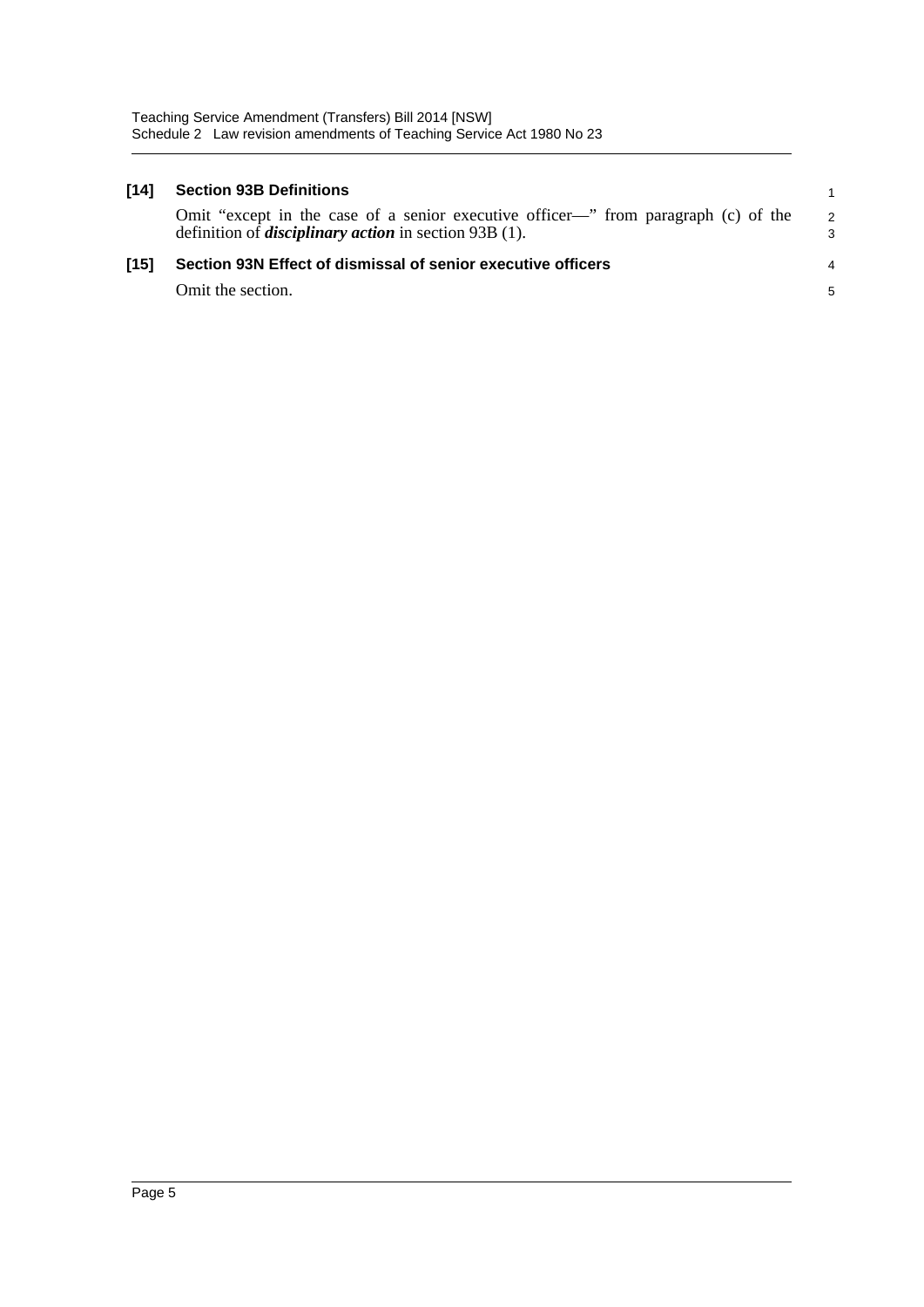**[14] Section 93B Definitions**

Omit "except in the case of a senior executive officer—" from paragraph (c) of the definition of ***disciplinary action*** in section 93B (1).

**[15] Section 93N Effect of dismissal of senior executive officers**

Omit the section.